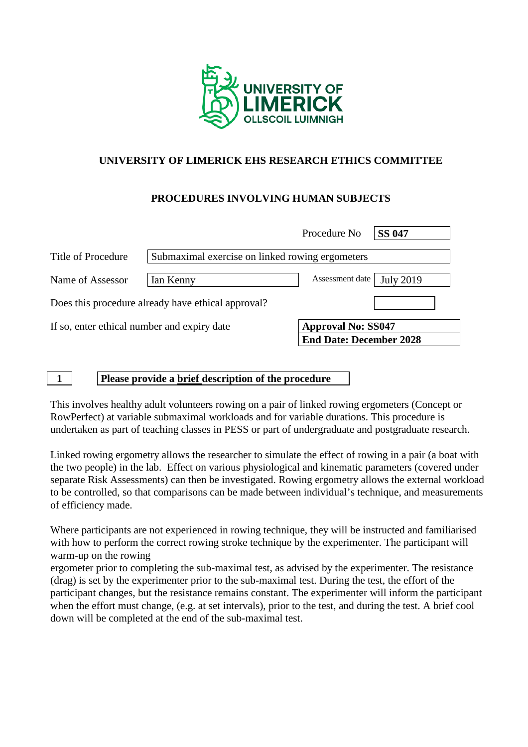# UNIVERSITY OF LIMERICK EHS RESEARCH ETHICS COMMITTEE

## PROCEDURES INVOLVING HUMAN SUBJECTS

| | |
|---|---|
| Procedure No | **SS 047** |
| Title of Procedure | Submaximal exercise on linked rowing ergometers |
| Name of Assessor | Ian Kenny |
| Assessment date | July 2019 |
| Does this procedure already have ethical approval? | |
| If so, enter ethical number and expiry date | **Approval No: SS047**<br>**End Date: December 2028** |

**1** **Please provide a brief description of the procedure**

This involves healthy adult volunteers rowing on a pair of linked rowing ergometers (Concept or RowPerfect) at variable submaximal workloads and for variable durations. This procedure is undertaken as part of teaching classes in PESS or part of undergraduate and postgraduate research.

Linked rowing ergometry allows the researcher to simulate the effect of rowing in a pair (a boat with the two people) in the lab. Effect on various physiological and kinematic parameters (covered under separate Risk Assessments) can then be investigated. Rowing ergometry allows the external workload to be controlled, so that comparisons can be made between individual's technique, and measurements of efficiency made.

Where participants are not experienced in rowing technique, they will be instructed and familiarised with how to perform the correct rowing stroke technique by the experimenter. The participant will warm-up on the rowing ergometer prior to completing the sub-maximal test, as advised by the experimenter. The resistance (drag) is set by the experimenter prior to the sub-maximal test. During the test, the effort of the participant changes, but the resistance remains constant. The experimenter will inform the participant when the effort must change, (e.g. at set intervals), prior to the test, and during the test. A brief cool down will be completed at the end of the sub-maximal test.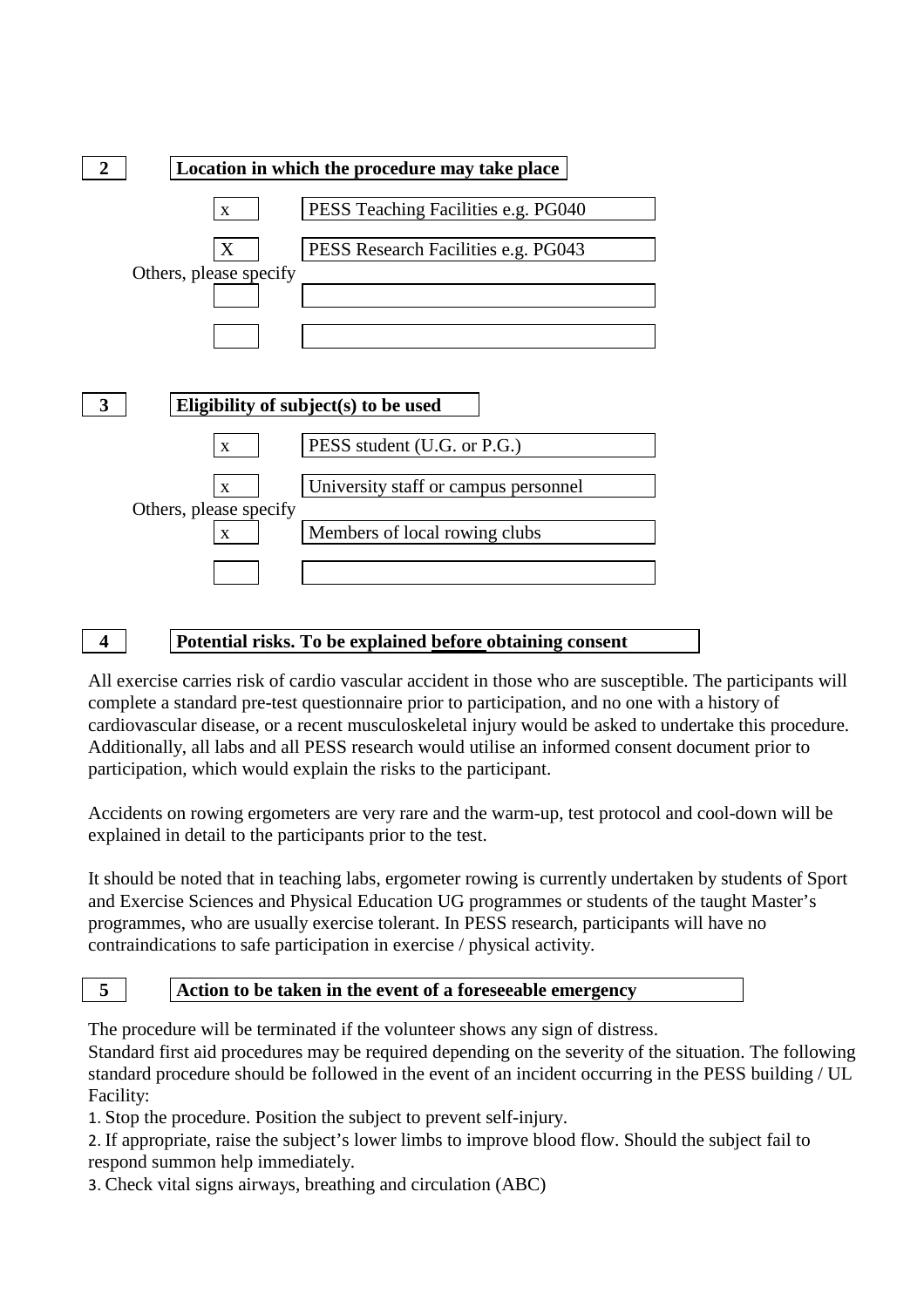## 2 Location in which the procedure may take place

| | |
|---|---|
| x | PESS Teaching Facilities e.g. PG040 |
| X | PESS Research Facilities e.g. PG043 |

Others, please specify

| | |
|---|---|
| | |
| | |

## 3 Eligibility of subject(s) to be used

| | |
|---|---|
| x | PESS student (U.G. or P.G.) |
| x | University staff or campus personnel |

Others, please specify

| | |
|---|---|
| x | Members of local rowing clubs |
| | |

## 4 Potential risks. To be explained before obtaining consent

All exercise carries risk of cardio vascular accident in those who are susceptible. The participants will complete a standard pre-test questionnaire prior to participation, and no one with a history of cardiovascular disease, or a recent musculoskeletal injury would be asked to undertake this procedure. Additionally, all labs and all PESS research would utilise an informed consent document prior to participation, which would explain the risks to the participant.

Accidents on rowing ergometers are very rare and the warm-up, test protocol and cool-down will be explained in detail to the participants prior to the test.

It should be noted that in teaching labs, ergometer rowing is currently undertaken by students of Sport and Exercise Sciences and Physical Education UG programmes or students of the taught Master's programmes, who are usually exercise tolerant. In PESS research, participants will have no contraindications to safe participation in exercise / physical activity.

## 5 Action to be taken in the event of a foreseeable emergency

The procedure will be terminated if the volunteer shows any sign of distress.
Standard first aid procedures may be required depending on the severity of the situation. The following standard procedure should be followed in the event of an incident occurring in the PESS building / UL Facility:

1. Stop the procedure. Position the subject to prevent self-injury.
2. If appropriate, raise the subject's lower limbs to improve blood flow. Should the subject fail to respond summon help immediately.
3. Check vital signs airways, breathing and circulation (ABC)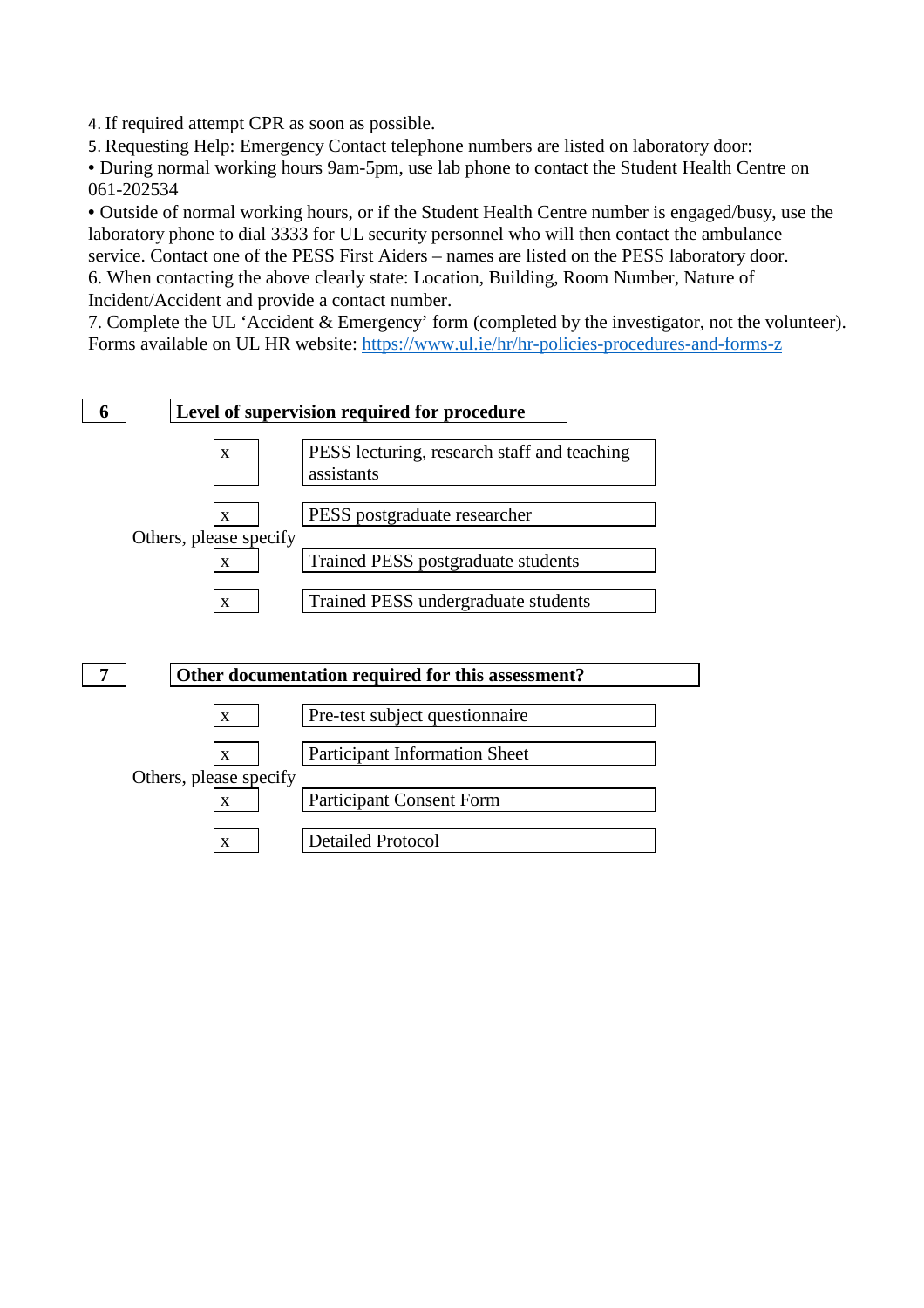4. If required attempt CPR as soon as possible.
5. Requesting Help: Emergency Contact telephone numbers are listed on laboratory door:
• During normal working hours 9am-5pm, use lab phone to contact the Student Health Centre on 061-202534
• Outside of normal working hours, or if the Student Health Centre number is engaged/busy, use the laboratory phone to dial 3333 for UL security personnel who will then contact the ambulance service. Contact one of the PESS First Aiders – names are listed on the PESS laboratory door.
6. When contacting the above clearly state: Location, Building, Room Number, Nature of Incident/Accident and provide a contact number.
7. Complete the UL 'Accident & Emergency' form (completed by the investigator, not the volunteer). Forms available on UL HR website: https://www.ul.ie/hr/hr-policies-procedures-and-forms-z

**6 Level of supervision required for procedure**

| | |
|---|---|
| x | PESS lecturing, research staff and teaching assistants |
| x | PESS postgraduate researcher |

Others, please specify

| | |
|---|---|
| x | Trained PESS postgraduate students |
| x | Trained PESS undergraduate students |

**7 Other documentation required for this assessment?**

| | |
|---|---|
| x | Pre-test subject questionnaire |
| x | Participant Information Sheet |

Others, please specify

| | |
|---|---|
| x | Participant Consent Form |
| x | Detailed Protocol |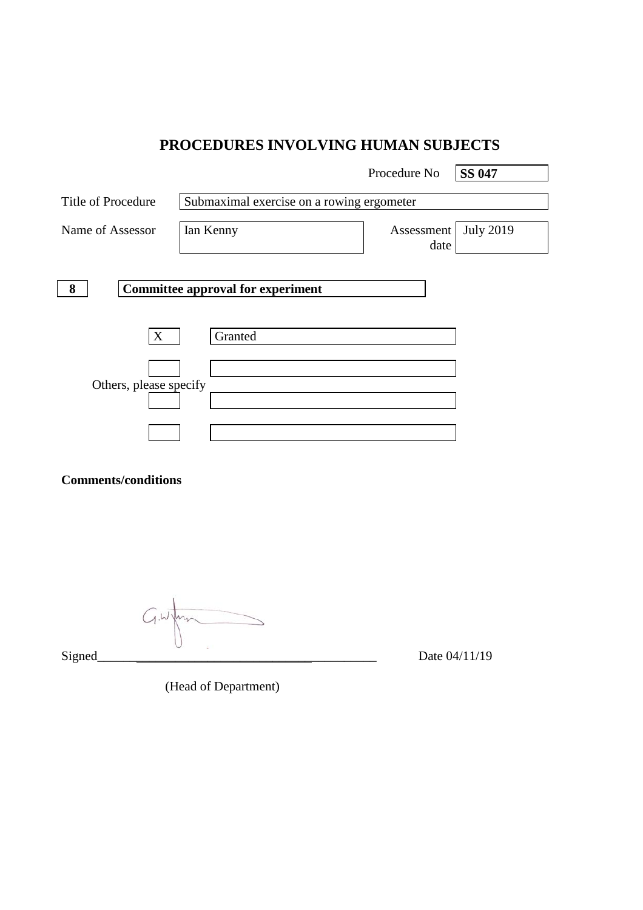# PROCEDURES INVOLVING HUMAN SUBJECTS

| | |
|---|---|
| Procedure No | **SS 047** |
| Title of Procedure | Submaximal exercise on a rowing ergometer |
| Name of Assessor | Ian Kenny |
| Assessment date | July 2019 |

**8** **Committee approval for experiment**

| | |
|---|---|
| X | Granted |
| | |
| | |
| | |

Others, please specify

**Comments/conditions**

Signed______________________________________

(Head of Department)

Date 04/11/19